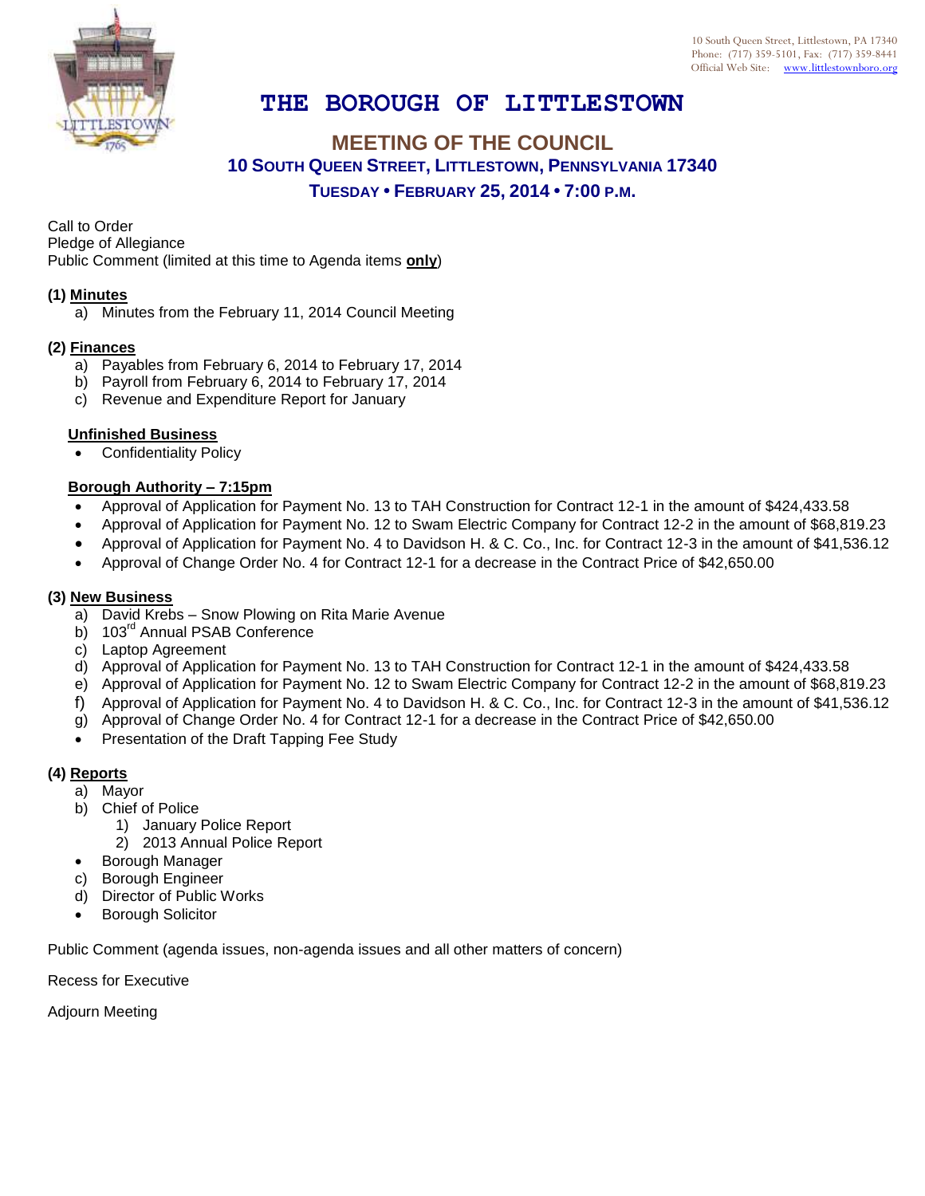10 South Queen Street, Littlestown, PA 17340
Phone: (717) 359-5101, Fax: (717) 359-8441
Official Web Site: www.littlestownboro.org

# THE BOROUGH OF LITTLESTOWN

## MEETING OF THE COUNCIL

### 10 SOUTH QUEEN STREET, LITTLESTOWN, PENNSYLVANIA 17340

### TUESDAY • FEBRUARY 25, 2014 • 7:00 P.M.

Call to Order
Pledge of Allegiance
Public Comment (limited at this time to Agenda items **only**)

**(1) Minutes**

a) Minutes from the February 11, 2014 Council Meeting

**(2) Finances**

a) Payables from February 6, 2014 to February 17, 2014
b) Payroll from February 6, 2014 to February 17, 2014
c) Revenue and Expenditure Report for January

**Unfinished Business**

- Confidentiality Policy

**Borough Authority – 7:15pm**

- Approval of Application for Payment No. 13 to TAH Construction for Contract 12-1 in the amount of $424,433.58
- Approval of Application for Payment No. 12 to Swam Electric Company for Contract 12-2 in the amount of $68,819.23
- Approval of Application for Payment No. 4 to Davidson H. & C. Co., Inc. for Contract 12-3 in the amount of $41,536.12
- Approval of Change Order No. 4 for Contract 12-1 for a decrease in the Contract Price of $42,650.00

**(3) New Business**

a) David Krebs – Snow Plowing on Rita Marie Avenue
b) 103rd Annual PSAB Conference
c) Laptop Agreement
d) Approval of Application for Payment No. 13 to TAH Construction for Contract 12-1 in the amount of $424,433.58
e) Approval of Application for Payment No. 12 to Swam Electric Company for Contract 12-2 in the amount of $68,819.23
f) Approval of Application for Payment No. 4 to Davidson H. & C. Co., Inc. for Contract 12-3 in the amount of $41,536.12
g) Approval of Change Order No. 4 for Contract 12-1 for a decrease in the Contract Price of $42,650.00
- Presentation of the Draft Tapping Fee Study

**(4) Reports**

a) Mayor
b) Chief of Police
   1) January Police Report
   2) 2013 Annual Police Report
- Borough Manager
c) Borough Engineer
d) Director of Public Works
- Borough Solicitor

Public Comment (agenda issues, non-agenda issues and all other matters of concern)

Recess for Executive

Adjourn Meeting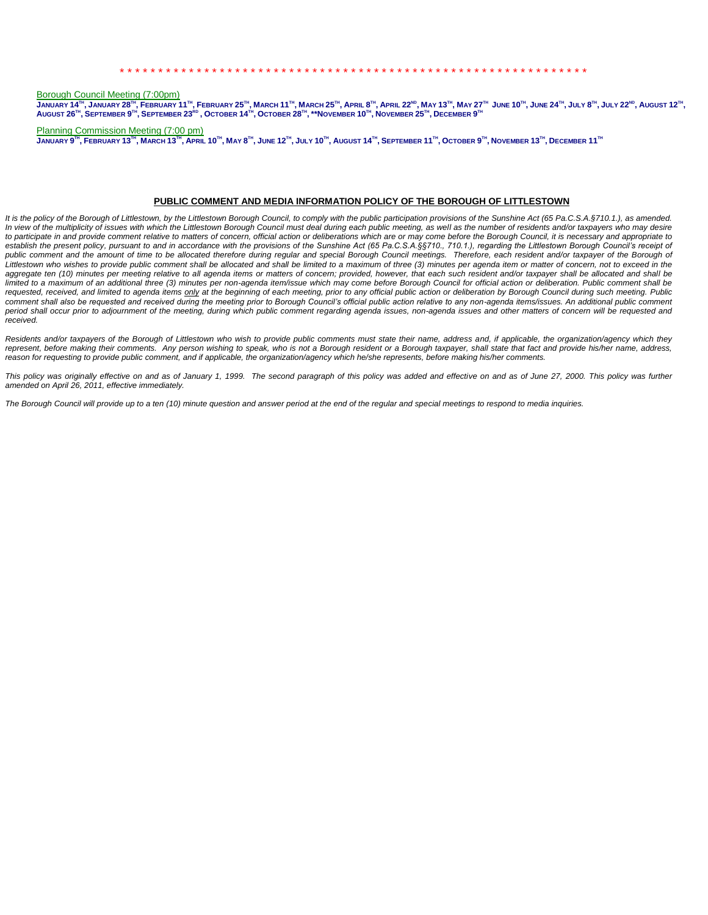\* \* \* \* \* \* \* \* \* \* \* \* \* \* \* \* \* \* \* \* \* \* \* \* \* \* \* \* \* \* \* \* \* \* \* \* \* \* \* \* \* \* \* \* \* \* \* \* \* \* \* \* \* \* \* \* \* \* \* \* \* \* \*

Borough Council Meeting (7:00pm)

**JANUARY 14TH, JANUARY 28TH, FEBRUARY 11TH, FEBRUARY 25TH, MARCH 11TH, MARCH 25TH, APRIL 8TH, APRIL 22ND, MAY 13TH, MAY 27TH JUNE 10TH, JUNE 24TH, JULY 8TH, JULY 22ND, AUGUST 12TH, AUGUST 26TH, SEPTEMBER 9TH, SEPTEMBER 23RD, OCTOBER 14TH, OCTOBER 28TH, \*\*NOVEMBER 10TH, NOVEMBER 25TH, DECEMBER 9TH**

Planning Commission Meeting (7:00 pm)

**JANUARY 9TH, FEBRUARY 13TH, MARCH 13TH, APRIL 10TH, MAY 8TH, JUNE 12TH, JULY 10TH, AUGUST 14TH, SEPTEMBER 11TH, OCTOBER 9TH, NOVEMBER 13TH, DECEMBER 11TH**

## PUBLIC COMMENT AND MEDIA INFORMATION POLICY OF THE BOROUGH OF LITTLESTOWN

*It is the policy of the Borough of Littlestown, by the Littlestown Borough Council, to comply with the public participation provisions of the Sunshine Act (65 Pa.C.S.A.§710.1.), as amended. In view of the multiplicity of issues with which the Littlestown Borough Council must deal during each public meeting, as well as the number of residents and/or taxpayers who may desire to participate in and provide comment relative to matters of concern, official action or deliberations which are or may come before the Borough Council, it is necessary and appropriate to establish the present policy, pursuant to and in accordance with the provisions of the Sunshine Act (65 Pa.C.S.A.§§710., 710.1.), regarding the Littlestown Borough Council's receipt of public comment and the amount of time to be allocated therefore during regular and special Borough Council meetings. Therefore, each resident and/or taxpayer of the Borough of Littlestown who wishes to provide public comment shall be allocated and shall be limited to a maximum of three (3) minutes per agenda item or matter of concern, not to exceed in the aggregate ten (10) minutes per meeting relative to all agenda items or matters of concern; provided, however, that each such resident and/or taxpayer shall be allocated and shall be limited to a maximum of an additional three (3) minutes per non-agenda item/issue which may come before Borough Council for official action or deliberation. Public comment shall be requested, received, and limited to agenda items only at the beginning of each meeting, prior to any official public action or deliberation by Borough Council during such meeting. Public comment shall also be requested and received during the meeting prior to Borough Council's official public action relative to any non-agenda items/issues. An additional public comment period shall occur prior to adjournment of the meeting, during which public comment regarding agenda issues, non-agenda issues and other matters of concern will be requested and received.*

*Residents and/or taxpayers of the Borough of Littlestown who wish to provide public comments must state their name, address and, if applicable, the organization/agency which they represent, before making their comments. Any person wishing to speak, who is not a Borough resident or a Borough taxpayer, shall state that fact and provide his/her name, address, reason for requesting to provide public comment, and if applicable, the organization/agency which he/she represents, before making his/her comments.*

*This policy was originally effective on and as of January 1, 1999. The second paragraph of this policy was added and effective on and as of June 27, 2000. This policy was further amended on April 26, 2011, effective immediately.*

*The Borough Council will provide up to a ten (10) minute question and answer period at the end of the regular and special meetings to respond to media inquiries.*